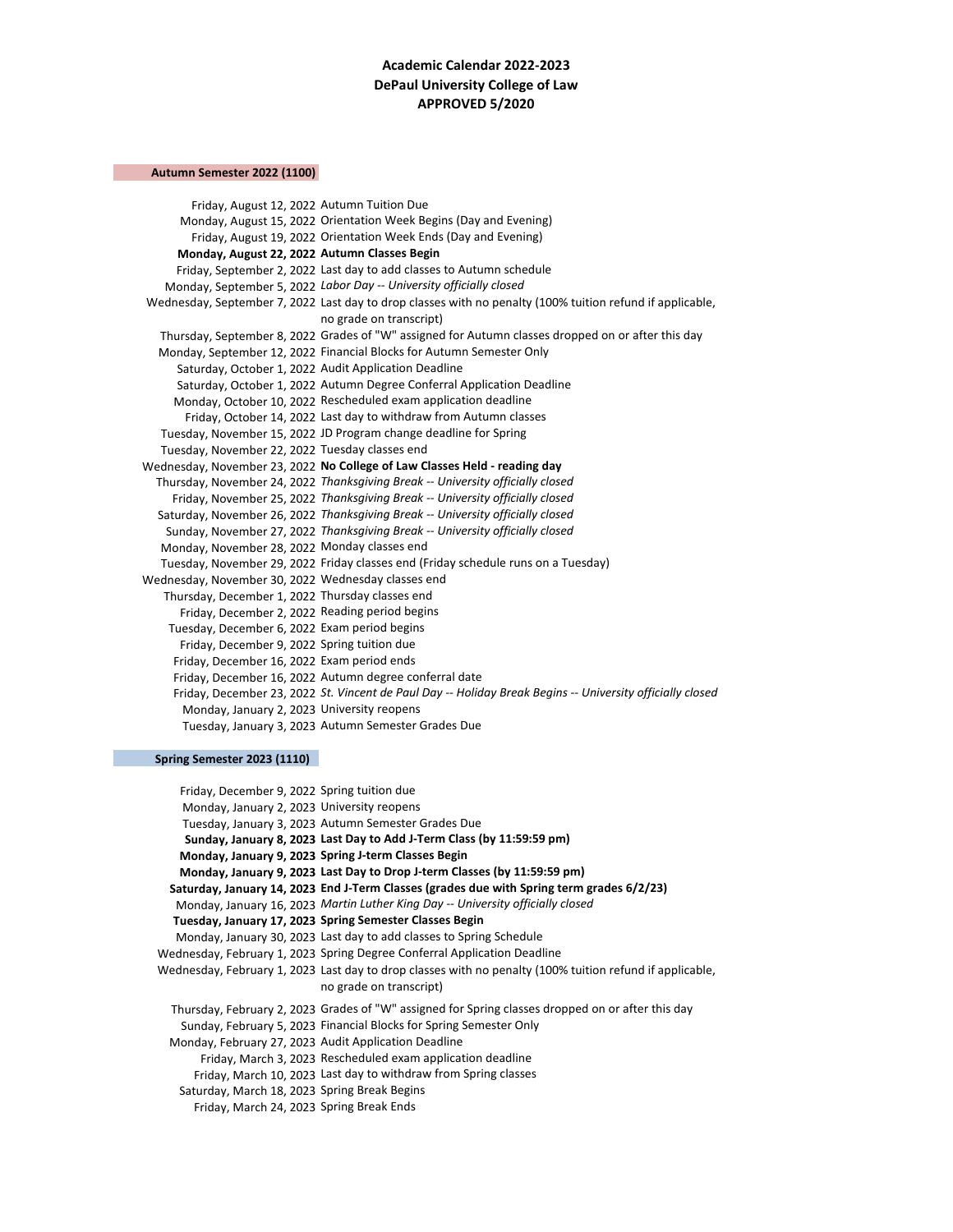**Academic Calendar 2022-2023**
**DePaul University College of Law**
**APPROVED 5/2020**

## Autumn Semester 2022 (1100)

| Date | Event |
|---|---|
| Friday, August 12, 2022 | Autumn Tuition Due |
| Monday, August 15, 2022 | Orientation Week Begins (Day and Evening) |
| Friday, August 19, 2022 | Orientation Week Ends (Day and Evening) |
| **Monday, August 22, 2022** | **Autumn Classes Begin** |
| Friday, September 2, 2022 | Last day to add classes to Autumn schedule |
| Monday, September 5, 2022 | *Labor Day -- University officially closed* |
| Wednesday, September 7, 2022 | Last day to drop classes with no penalty (100% tuition refund if applicable, no grade on transcript) |
| Thursday, September 8, 2022 | Grades of "W" assigned for Autumn classes dropped on or after this day |
| Monday, September 12, 2022 | Financial Blocks for Autumn Semester Only |
| Saturday, October 1, 2022 | Audit Application Deadline |
| Saturday, October 1, 2022 | Autumn Degree Conferral Application Deadline |
| Monday, October 10, 2022 | Rescheduled exam application deadline |
| Friday, October 14, 2022 | Last day to withdraw from Autumn classes |
| Tuesday, November 15, 2022 | JD Program change deadline for Spring |
| Tuesday, November 22, 2022 | Tuesday classes end |
| Wednesday, November 23, 2022 | **No College of Law Classes Held - reading day** |
| Thursday, November 24, 2022 | *Thanksgiving Break -- University officially closed* |
| Friday, November 25, 2022 | *Thanksgiving Break -- University officially closed* |
| Saturday, November 26, 2022 | *Thanksgiving Break -- University officially closed* |
| Sunday, November 27, 2022 | *Thanksgiving Break -- University officially closed* |
| Monday, November 28, 2022 | Monday classes end |
| Tuesday, November 29, 2022 | Friday classes end (Friday schedule runs on a Tuesday) |
| Wednesday, November 30, 2022 | Wednesday classes end |
| Thursday, December 1, 2022 | Thursday classes end |
| Friday, December 2, 2022 | Reading period begins |
| Tuesday, December 6, 2022 | Exam period begins |
| Friday, December 9, 2022 | Spring tuition due |
| Friday, December 16, 2022 | Exam period ends |
| Friday, December 16, 2022 | Autumn degree conferral date |
| Friday, December 23, 2022 | *St. Vincent de Paul Day -- Holiday Break Begins -- University officially closed* |
| Monday, January 2, 2023 | University reopens |
| Tuesday, January 3, 2023 | Autumn Semester Grades Due |

## Spring Semester 2023 (1110)

| Date | Event |
|---|---|
| Friday, December 9, 2022 | Spring tuition due |
| Monday, January 2, 2023 | University reopens |
| Tuesday, January 3, 2023 | Autumn Semester Grades Due |
| **Sunday, January 8, 2023** | **Last Day to Add J-Term Class (by 11:59:59 pm)** |
| **Monday, January 9, 2023** | **Spring J-term Classes Begin** |
| **Monday, January 9, 2023** | **Last Day to Drop J-term Classes (by 11:59:59 pm)** |
| **Saturday, January 14, 2023** | **End J-Term Classes (grades due with Spring term grades 6/2/23)** |
| Monday, January 16, 2023 | *Martin Luther King Day -- University officially closed* |
| **Tuesday, January 17, 2023** | **Spring Semester Classes Begin** |
| Monday, January 30, 2023 | Last day to add classes to Spring Schedule |
| Wednesday, February 1, 2023 | Spring Degree Conferral Application Deadline |
| Wednesday, February 1, 2023 | Last day to drop classes with no penalty (100% tuition refund if applicable, no grade on transcript) |
| Thursday, February 2, 2023 | Grades of "W" assigned for Spring classes dropped on or after this day |
| Sunday, February 5, 2023 | Financial Blocks for Spring Semester Only |
| Monday, February 27, 2023 | Audit Application Deadline |
| Friday, March 3, 2023 | Rescheduled exam application deadline |
| Friday, March 10, 2023 | Last day to withdraw from Spring classes |
| Saturday, March 18, 2023 | Spring Break Begins |
| Friday, March 24, 2023 | Spring Break Ends |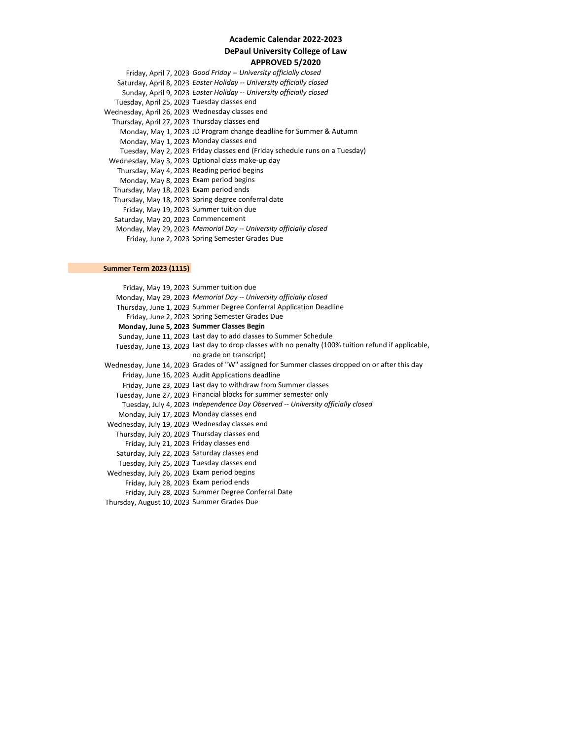**Academic Calendar 2022-2023**

**DePaul University College of Law**

**APPROVED 5/2020**

| | |
|---|---|
| Friday, April 7, 2023 | *Good Friday -- University officially closed* |
| Saturday, April 8, 2023 | *Easter Holiday -- University officially closed* |
| Sunday, April 9, 2023 | *Easter Holiday -- University officially closed* |
| Tuesday, April 25, 2023 | Tuesday classes end |
| Wednesday, April 26, 2023 | Wednesday classes end |
| Thursday, April 27, 2023 | Thursday classes end |
| Monday, May 1, 2023 | JD Program change deadline for Summer & Autumn |
| Monday, May 1, 2023 | Monday classes end |
| Tuesday, May 2, 2023 | Friday classes end (Friday schedule runs on a Tuesday) |
| Wednesday, May 3, 2023 | Optional class make-up day |
| Thursday, May 4, 2023 | Reading period begins |
| Monday, May 8, 2023 | Exam period begins |
| Thursday, May 18, 2023 | Exam period ends |
| Thursday, May 18, 2023 | Spring degree conferral date |
| Friday, May 19, 2023 | Summer tuition due |
| Saturday, May 20, 2023 | Commencement |
| Monday, May 29, 2023 | *Memorial Day -- University officially closed* |
| Friday, June 2, 2023 | Spring Semester Grades Due |

**Summer Term 2023 (1115)**

| | |
|---|---|
| Friday, May 19, 2023 | Summer tuition due |
| Monday, May 29, 2023 | *Memorial Day -- University officially closed* |
| Thursday, June 1, 2023 | Summer Degree Conferral Application Deadline |
| Friday, June 2, 2023 | Spring Semester Grades Due |
| **Monday, June 5, 2023** | **Summer Classes Begin** |
| Sunday, June 11, 2023 | Last day to add classes to Summer Schedule |
| Tuesday, June 13, 2023 | Last day to drop classes with no penalty (100% tuition refund if applicable, no grade on transcript) |
| Wednesday, June 14, 2023 | Grades of "W" assigned for Summer classes dropped on or after this day |
| Friday, June 16, 2023 | Audit Applications deadline |
| Friday, June 23, 2023 | Last day to withdraw from Summer classes |
| Tuesday, June 27, 2023 | Financial blocks for summer semester only |
| Tuesday, July 4, 2023 | *Independence Day Observed -- University officially closed* |
| Monday, July 17, 2023 | Monday classes end |
| Wednesday, July 19, 2023 | Wednesday classes end |
| Thursday, July 20, 2023 | Thursday classes end |
| Friday, July 21, 2023 | Friday classes end |
| Saturday, July 22, 2023 | Saturday classes end |
| Tuesday, July 25, 2023 | Tuesday classes end |
| Wednesday, July 26, 2023 | Exam period begins |
| Friday, July 28, 2023 | Exam period ends |
| Friday, July 28, 2023 | Summer Degree Conferral Date |
| Thursday, August 10, 2023 | Summer Grades Due |